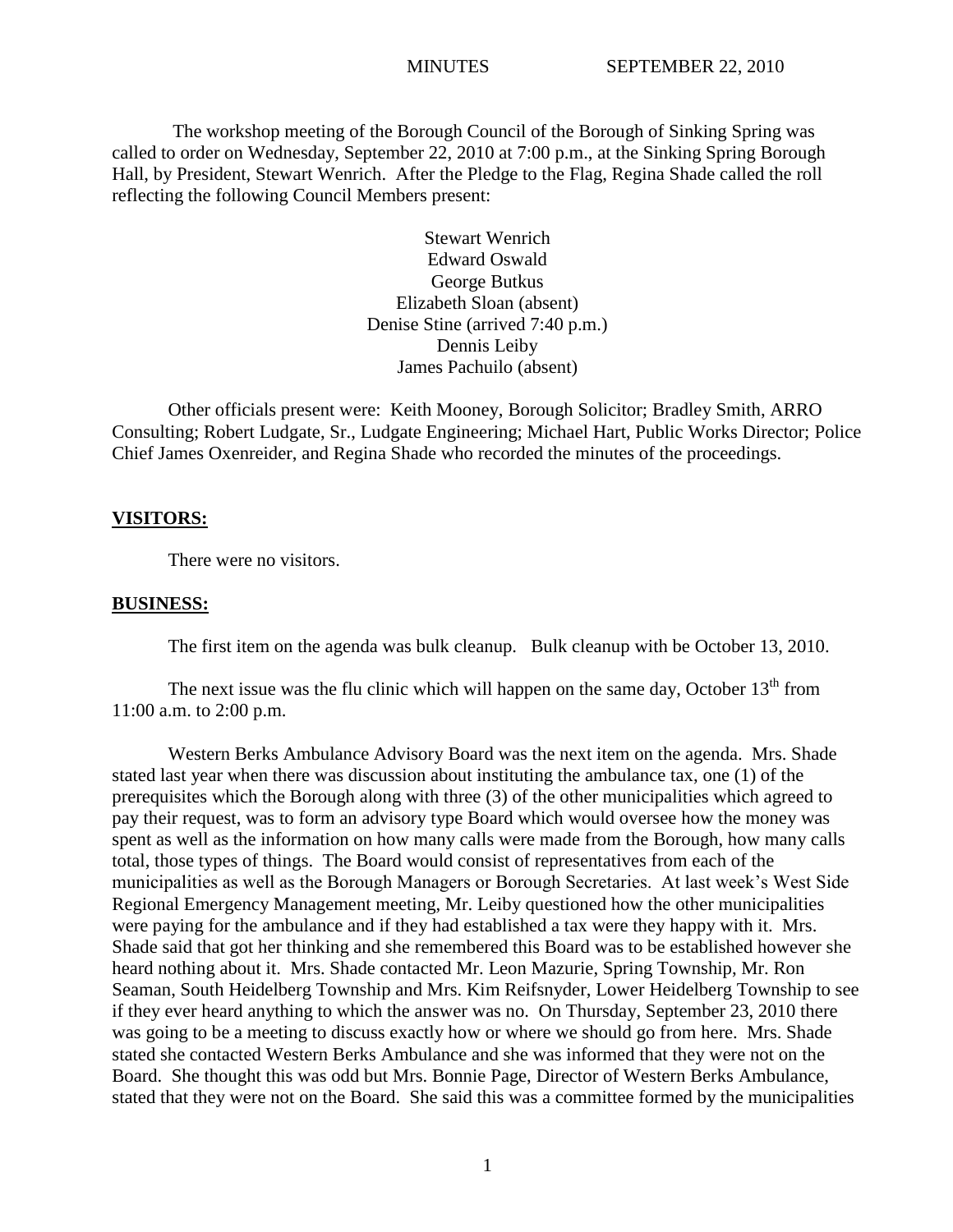MINUTES SEPTEMBER 22, 2010

The workshop meeting of the Borough Council of the Borough of Sinking Spring was called to order on Wednesday, September 22, 2010 at 7:00 p.m., at the Sinking Spring Borough Hall, by President, Stewart Wenrich. After the Pledge to the Flag, Regina Shade called the roll reflecting the following Council Members present:

Stewart Wenrich  
Edward Oswald  
George Butkus  
Elizabeth Sloan (absent)  
Denise Stine (arrived 7:40 p.m.)  
Dennis Leiby  
James Pachuilo (absent)

Other officials present were: Keith Mooney, Borough Solicitor; Bradley Smith, ARRO Consulting; Robert Ludgate, Sr., Ludgate Engineering; Michael Hart, Public Works Director; Police Chief James Oxenreider, and Regina Shade who recorded the minutes of the proceedings.

**VISITORS:**

There were no visitors.

**BUSINESS:**

The first item on the agenda was bulk cleanup. Bulk cleanup with be October 13, 2010.

The next issue was the flu clinic which will happen on the same day, October 13th from 11:00 a.m. to 2:00 p.m.

Western Berks Ambulance Advisory Board was the next item on the agenda. Mrs. Shade stated last year when there was discussion about instituting the ambulance tax, one (1) of the prerequisites which the Borough along with three (3) of the other municipalities which agreed to pay their request, was to form an advisory type Board which would oversee how the money was spent as well as the information on how many calls were made from the Borough, how many calls total, those types of things. The Board would consist of representatives from each of the municipalities as well as the Borough Managers or Borough Secretaries. At last week's West Side Regional Emergency Management meeting, Mr. Leiby questioned how the other municipalities were paying for the ambulance and if they had established a tax were they happy with it. Mrs. Shade said that got her thinking and she remembered this Board was to be established however she heard nothing about it. Mrs. Shade contacted Mr. Leon Mazurie, Spring Township, Mr. Ron Seaman, South Heidelberg Township and Mrs. Kim Reifsnyder, Lower Heidelberg Township to see if they ever heard anything to which the answer was no. On Thursday, September 23, 2010 there was going to be a meeting to discuss exactly how or where we should go from here. Mrs. Shade stated she contacted Western Berks Ambulance and she was informed that they were not on the Board. She thought this was odd but Mrs. Bonnie Page, Director of Western Berks Ambulance, stated that they were not on the Board. She said this was a committee formed by the municipalities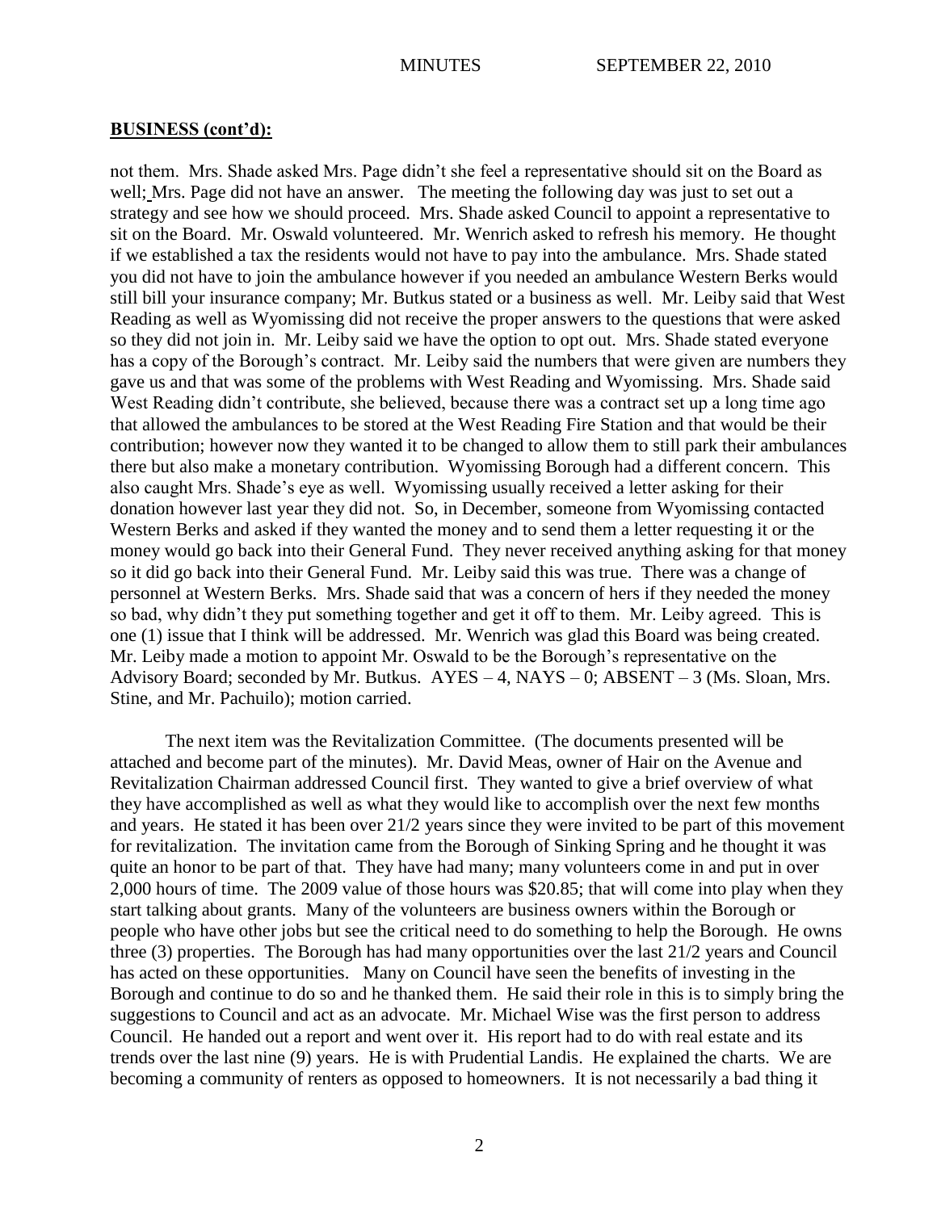**BUSINESS (cont'd):**

not them. Mrs. Shade asked Mrs. Page didn't she feel a representative should sit on the Board as well; Mrs. Page did not have an answer. The meeting the following day was just to set out a strategy and see how we should proceed. Mrs. Shade asked Council to appoint a representative to sit on the Board. Mr. Oswald volunteered. Mr. Wenrich asked to refresh his memory. He thought if we established a tax the residents would not have to pay into the ambulance. Mrs. Shade stated you did not have to join the ambulance however if you needed an ambulance Western Berks would still bill your insurance company; Mr. Butkus stated or a business as well. Mr. Leiby said that West Reading as well as Wyomissing did not receive the proper answers to the questions that were asked so they did not join in. Mr. Leiby said we have the option to opt out. Mrs. Shade stated everyone has a copy of the Borough's contract. Mr. Leiby said the numbers that were given are numbers they gave us and that was some of the problems with West Reading and Wyomissing. Mrs. Shade said West Reading didn't contribute, she believed, because there was a contract set up a long time ago that allowed the ambulances to be stored at the West Reading Fire Station and that would be their contribution; however now they wanted it to be changed to allow them to still park their ambulances there but also make a monetary contribution. Wyomissing Borough had a different concern. This also caught Mrs. Shade's eye as well. Wyomissing usually received a letter asking for their donation however last year they did not. So, in December, someone from Wyomissing contacted Western Berks and asked if they wanted the money and to send them a letter requesting it or the money would go back into their General Fund. They never received anything asking for that money so it did go back into their General Fund. Mr. Leiby said this was true. There was a change of personnel at Western Berks. Mrs. Shade said that was a concern of hers if they needed the money so bad, why didn't they put something together and get it off to them. Mr. Leiby agreed. This is one (1) issue that I think will be addressed. Mr. Wenrich was glad this Board was being created. Mr. Leiby made a motion to appoint Mr. Oswald to be the Borough's representative on the Advisory Board; seconded by Mr. Butkus. AYES – 4, NAYS – 0; ABSENT – 3 (Ms. Sloan, Mrs. Stine, and Mr. Pachuilo); motion carried.

The next item was the Revitalization Committee. (The documents presented will be attached and become part of the minutes). Mr. David Meas, owner of Hair on the Avenue and Revitalization Chairman addressed Council first. They wanted to give a brief overview of what they have accomplished as well as what they would like to accomplish over the next few months and years. He stated it has been over 21/2 years since they were invited to be part of this movement for revitalization. The invitation came from the Borough of Sinking Spring and he thought it was quite an honor to be part of that. They have had many; many volunteers come in and put in over 2,000 hours of time. The 2009 value of those hours was $20.85; that will come into play when they start talking about grants. Many of the volunteers are business owners within the Borough or people who have other jobs but see the critical need to do something to help the Borough. He owns three (3) properties. The Borough has had many opportunities over the last 21/2 years and Council has acted on these opportunities. Many on Council have seen the benefits of investing in the Borough and continue to do so and he thanked them. He said their role in this is to simply bring the suggestions to Council and act as an advocate. Mr. Michael Wise was the first person to address Council. He handed out a report and went over it. His report had to do with real estate and its trends over the last nine (9) years. He is with Prudential Landis. He explained the charts. We are becoming a community of renters as opposed to homeowners. It is not necessarily a bad thing it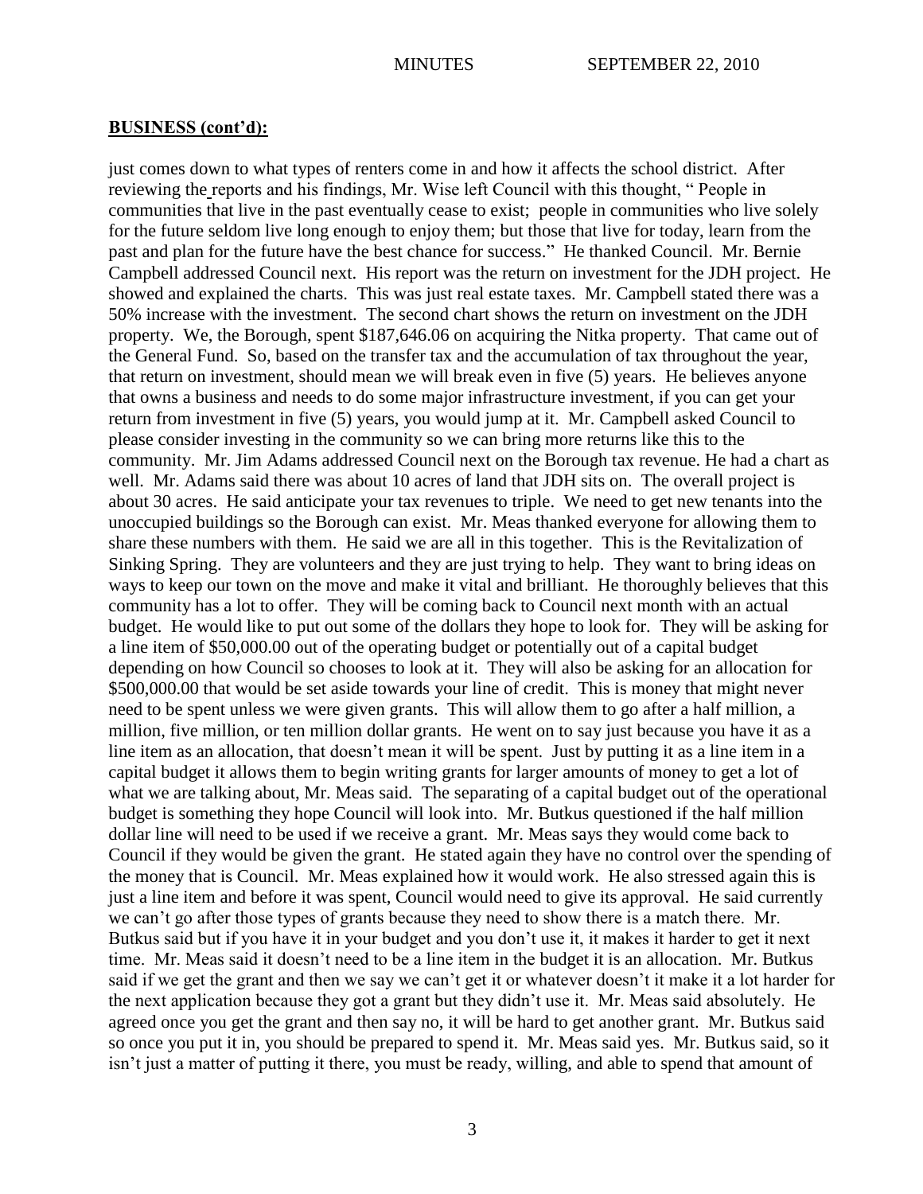**BUSINESS (cont'd):**

just comes down to what types of renters come in and how it affects the school district. After reviewing the reports and his findings, Mr. Wise left Council with this thought, " People in communities that live in the past eventually cease to exist; people in communities who live solely for the future seldom live long enough to enjoy them; but those that live for today, learn from the past and plan for the future have the best chance for success." He thanked Council. Mr. Bernie Campbell addressed Council next. His report was the return on investment for the JDH project. He showed and explained the charts. This was just real estate taxes. Mr. Campbell stated there was a 50% increase with the investment. The second chart shows the return on investment on the JDH property. We, the Borough, spent $187,646.06 on acquiring the Nitka property. That came out of the General Fund. So, based on the transfer tax and the accumulation of tax throughout the year, that return on investment, should mean we will break even in five (5) years. He believes anyone that owns a business and needs to do some major infrastructure investment, if you can get your return from investment in five (5) years, you would jump at it. Mr. Campbell asked Council to please consider investing in the community so we can bring more returns like this to the community. Mr. Jim Adams addressed Council next on the Borough tax revenue. He had a chart as well. Mr. Adams said there was about 10 acres of land that JDH sits on. The overall project is about 30 acres. He said anticipate your tax revenues to triple. We need to get new tenants into the unoccupied buildings so the Borough can exist. Mr. Meas thanked everyone for allowing them to share these numbers with them. He said we are all in this together. This is the Revitalization of Sinking Spring. They are volunteers and they are just trying to help. They want to bring ideas on ways to keep our town on the move and make it vital and brilliant. He thoroughly believes that this community has a lot to offer. They will be coming back to Council next month with an actual budget. He would like to put out some of the dollars they hope to look for. They will be asking for a line item of $50,000.00 out of the operating budget or potentially out of a capital budget depending on how Council so chooses to look at it. They will also be asking for an allocation for $500,000.00 that would be set aside towards your line of credit. This is money that might never need to be spent unless we were given grants. This will allow them to go after a half million, a million, five million, or ten million dollar grants. He went on to say just because you have it as a line item as an allocation, that doesn't mean it will be spent. Just by putting it as a line item in a capital budget it allows them to begin writing grants for larger amounts of money to get a lot of what we are talking about, Mr. Meas said. The separating of a capital budget out of the operational budget is something they hope Council will look into. Mr. Butkus questioned if the half million dollar line will need to be used if we receive a grant. Mr. Meas says they would come back to Council if they would be given the grant. He stated again they have no control over the spending of the money that is Council. Mr. Meas explained how it would work. He also stressed again this is just a line item and before it was spent, Council would need to give its approval. He said currently we can't go after those types of grants because they need to show there is a match there. Mr. Butkus said but if you have it in your budget and you don't use it, it makes it harder to get it next time. Mr. Meas said it doesn't need to be a line item in the budget it is an allocation. Mr. Butkus said if we get the grant and then we say we can't get it or whatever doesn't it make it a lot harder for the next application because they got a grant but they didn't use it. Mr. Meas said absolutely. He agreed once you get the grant and then say no, it will be hard to get another grant. Mr. Butkus said so once you put it in, you should be prepared to spend it. Mr. Meas said yes. Mr. Butkus said, so it isn't just a matter of putting it there, you must be ready, willing, and able to spend that amount of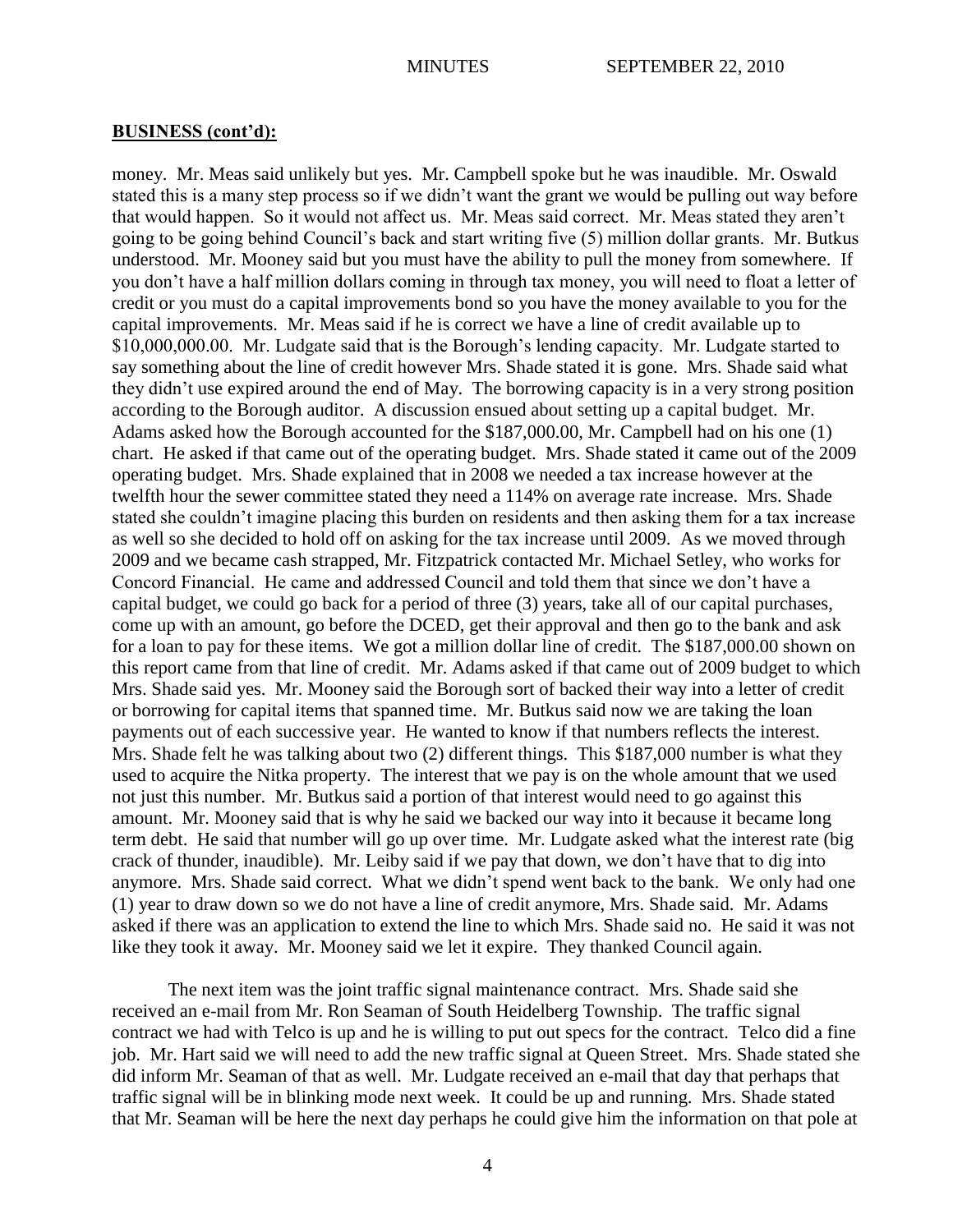**BUSINESS (cont'd):**

money. Mr. Meas said unlikely but yes. Mr. Campbell spoke but he was inaudible. Mr. Oswald stated this is a many step process so if we didn't want the grant we would be pulling out way before that would happen. So it would not affect us. Mr. Meas said correct. Mr. Meas stated they aren't going to be going behind Council's back and start writing five (5) million dollar grants. Mr. Butkus understood. Mr. Mooney said but you must have the ability to pull the money from somewhere. If you don't have a half million dollars coming in through tax money, you will need to float a letter of credit or you must do a capital improvements bond so you have the money available to you for the capital improvements. Mr. Meas said if he is correct we have a line of credit available up to \$10,000,000.00. Mr. Ludgate said that is the Borough's lending capacity. Mr. Ludgate started to say something about the line of credit however Mrs. Shade stated it is gone. Mrs. Shade said what they didn't use expired around the end of May. The borrowing capacity is in a very strong position according to the Borough auditor. A discussion ensued about setting up a capital budget. Mr. Adams asked how the Borough accounted for the \$187,000.00, Mr. Campbell had on his one (1) chart. He asked if that came out of the operating budget. Mrs. Shade stated it came out of the 2009 operating budget. Mrs. Shade explained that in 2008 we needed a tax increase however at the twelfth hour the sewer committee stated they need a 114% on average rate increase. Mrs. Shade stated she couldn't imagine placing this burden on residents and then asking them for a tax increase as well so she decided to hold off on asking for the tax increase until 2009. As we moved through 2009 and we became cash strapped, Mr. Fitzpatrick contacted Mr. Michael Setley, who works for Concord Financial. He came and addressed Council and told them that since we don't have a capital budget, we could go back for a period of three (3) years, take all of our capital purchases, come up with an amount, go before the DCED, get their approval and then go to the bank and ask for a loan to pay for these items. We got a million dollar line of credit. The \$187,000.00 shown on this report came from that line of credit. Mr. Adams asked if that came out of 2009 budget to which Mrs. Shade said yes. Mr. Mooney said the Borough sort of backed their way into a letter of credit or borrowing for capital items that spanned time. Mr. Butkus said now we are taking the loan payments out of each successive year. He wanted to know if that numbers reflects the interest. Mrs. Shade felt he was talking about two (2) different things. This \$187,000 number is what they used to acquire the Nitka property. The interest that we pay is on the whole amount that we used not just this number. Mr. Butkus said a portion of that interest would need to go against this amount. Mr. Mooney said that is why he said we backed our way into it because it became long term debt. He said that number will go up over time. Mr. Ludgate asked what the interest rate (big crack of thunder, inaudible). Mr. Leiby said if we pay that down, we don't have that to dig into anymore. Mrs. Shade said correct. What we didn't spend went back to the bank. We only had one (1) year to draw down so we do not have a line of credit anymore, Mrs. Shade said. Mr. Adams asked if there was an application to extend the line to which Mrs. Shade said no. He said it was not like they took it away. Mr. Mooney said we let it expire. They thanked Council again.

The next item was the joint traffic signal maintenance contract. Mrs. Shade said she received an e-mail from Mr. Ron Seaman of South Heidelberg Township. The traffic signal contract we had with Telco is up and he is willing to put out specs for the contract. Telco did a fine job. Mr. Hart said we will need to add the new traffic signal at Queen Street. Mrs. Shade stated she did inform Mr. Seaman of that as well. Mr. Ludgate received an e-mail that day that perhaps that traffic signal will be in blinking mode next week. It could be up and running. Mrs. Shade stated that Mr. Seaman will be here the next day perhaps he could give him the information on that pole at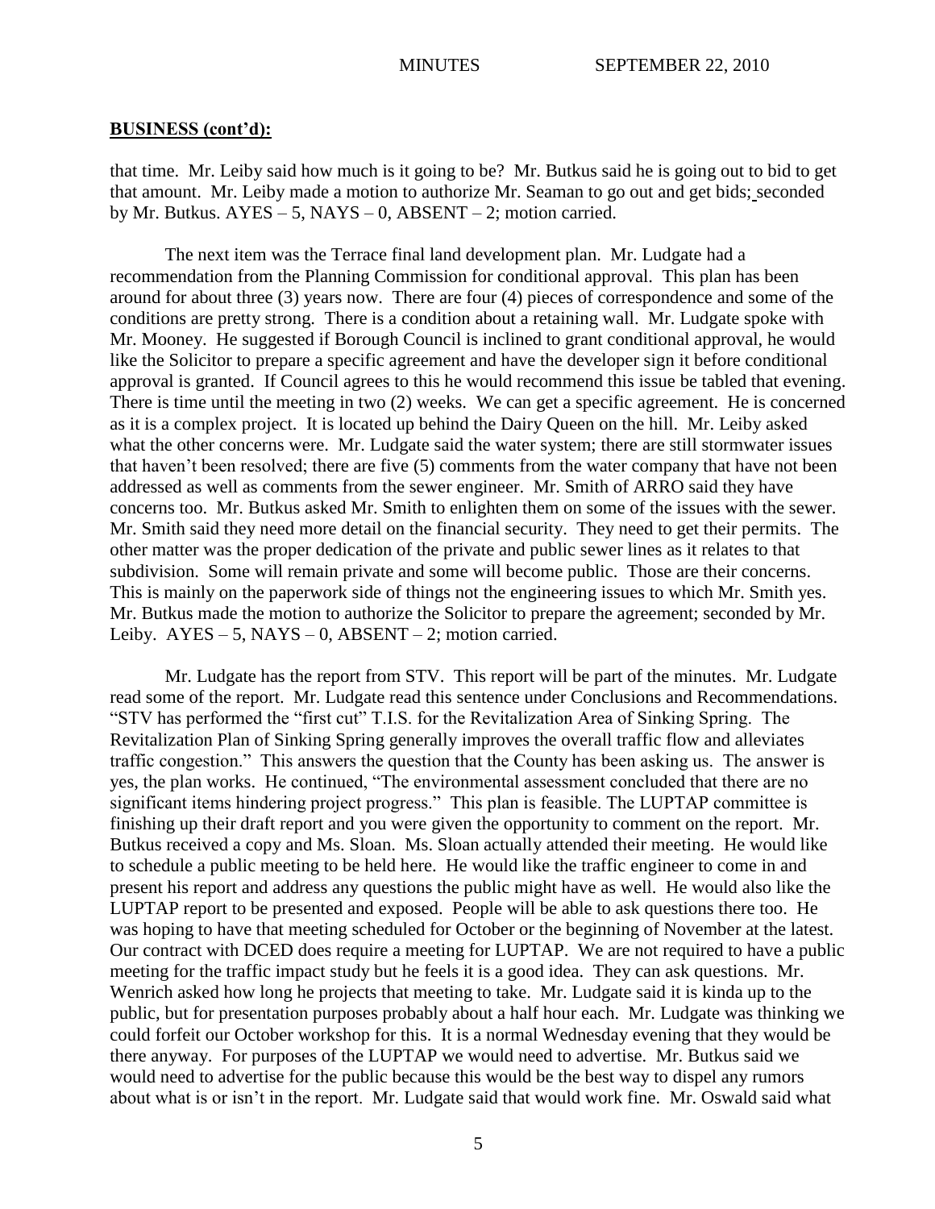**BUSINESS (cont'd):**

that time. Mr. Leiby said how much is it going to be? Mr. Butkus said he is going out to bid to get that amount. Mr. Leiby made a motion to authorize Mr. Seaman to go out and get bids; seconded by Mr. Butkus. AYES – 5, NAYS – 0, ABSENT – 2; motion carried.

The next item was the Terrace final land development plan. Mr. Ludgate had a recommendation from the Planning Commission for conditional approval. This plan has been around for about three (3) years now. There are four (4) pieces of correspondence and some of the conditions are pretty strong. There is a condition about a retaining wall. Mr. Ludgate spoke with Mr. Mooney. He suggested if Borough Council is inclined to grant conditional approval, he would like the Solicitor to prepare a specific agreement and have the developer sign it before conditional approval is granted. If Council agrees to this he would recommend this issue be tabled that evening. There is time until the meeting in two (2) weeks. We can get a specific agreement. He is concerned as it is a complex project. It is located up behind the Dairy Queen on the hill. Mr. Leiby asked what the other concerns were. Mr. Ludgate said the water system; there are still stormwater issues that haven't been resolved; there are five (5) comments from the water company that have not been addressed as well as comments from the sewer engineer. Mr. Smith of ARRO said they have concerns too. Mr. Butkus asked Mr. Smith to enlighten them on some of the issues with the sewer. Mr. Smith said they need more detail on the financial security. They need to get their permits. The other matter was the proper dedication of the private and public sewer lines as it relates to that subdivision. Some will remain private and some will become public. Those are their concerns. This is mainly on the paperwork side of things not the engineering issues to which Mr. Smith yes. Mr. Butkus made the motion to authorize the Solicitor to prepare the agreement; seconded by Mr. Leiby. AYES – 5, NAYS – 0, ABSENT – 2; motion carried.

Mr. Ludgate has the report from STV. This report will be part of the minutes. Mr. Ludgate read some of the report. Mr. Ludgate read this sentence under Conclusions and Recommendations. "STV has performed the "first cut" T.I.S. for the Revitalization Area of Sinking Spring. The Revitalization Plan of Sinking Spring generally improves the overall traffic flow and alleviates traffic congestion." This answers the question that the County has been asking us. The answer is yes, the plan works. He continued, "The environmental assessment concluded that there are no significant items hindering project progress." This plan is feasible. The LUPTAP committee is finishing up their draft report and you were given the opportunity to comment on the report. Mr. Butkus received a copy and Ms. Sloan. Ms. Sloan actually attended their meeting. He would like to schedule a public meeting to be held here. He would like the traffic engineer to come in and present his report and address any questions the public might have as well. He would also like the LUPTAP report to be presented and exposed. People will be able to ask questions there too. He was hoping to have that meeting scheduled for October or the beginning of November at the latest. Our contract with DCED does require a meeting for LUPTAP. We are not required to have a public meeting for the traffic impact study but he feels it is a good idea. They can ask questions. Mr. Wenrich asked how long he projects that meeting to take. Mr. Ludgate said it is kinda up to the public, but for presentation purposes probably about a half hour each. Mr. Ludgate was thinking we could forfeit our October workshop for this. It is a normal Wednesday evening that they would be there anyway. For purposes of the LUPTAP we would need to advertise. Mr. Butkus said we would need to advertise for the public because this would be the best way to dispel any rumors about what is or isn't in the report. Mr. Ludgate said that would work fine. Mr. Oswald said what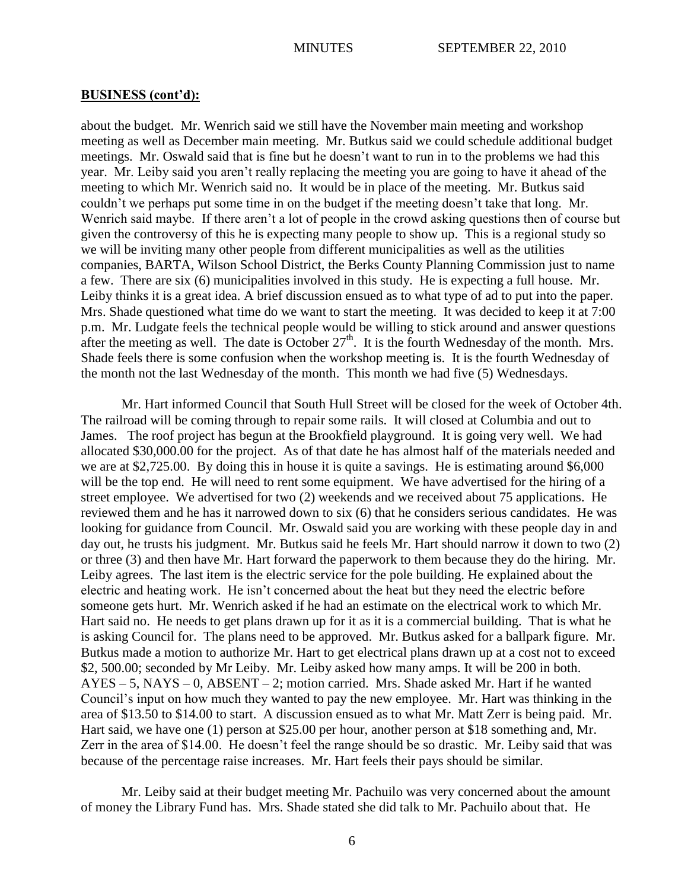**BUSINESS (cont'd):**

about the budget. Mr. Wenrich said we still have the November main meeting and workshop meeting as well as December main meeting. Mr. Butkus said we could schedule additional budget meetings. Mr. Oswald said that is fine but he doesn't want to run in to the problems we had this year. Mr. Leiby said you aren't really replacing the meeting you are going to have it ahead of the meeting to which Mr. Wenrich said no. It would be in place of the meeting. Mr. Butkus said couldn't we perhaps put some time in on the budget if the meeting doesn't take that long. Mr. Wenrich said maybe. If there aren't a lot of people in the crowd asking questions then of course but given the controversy of this he is expecting many people to show up. This is a regional study so we will be inviting many other people from different municipalities as well as the utilities companies, BARTA, Wilson School District, the Berks County Planning Commission just to name a few. There are six (6) municipalities involved in this study. He is expecting a full house. Mr. Leiby thinks it is a great idea. A brief discussion ensued as to what type of ad to put into the paper. Mrs. Shade questioned what time do we want to start the meeting. It was decided to keep it at 7:00 p.m. Mr. Ludgate feels the technical people would be willing to stick around and answer questions after the meeting as well. The date is October 27th. It is the fourth Wednesday of the month. Mrs. Shade feels there is some confusion when the workshop meeting is. It is the fourth Wednesday of the month not the last Wednesday of the month. This month we had five (5) Wednesdays.

Mr. Hart informed Council that South Hull Street will be closed for the week of October 4th. The railroad will be coming through to repair some rails. It will closed at Columbia and out to James. The roof project has begun at the Brookfield playground. It is going very well. We had allocated $30,000.00 for the project. As of that date he has almost half of the materials needed and we are at $2,725.00. By doing this in house it is quite a savings. He is estimating around $6,000 will be the top end. He will need to rent some equipment. We have advertised for the hiring of a street employee. We advertised for two (2) weekends and we received about 75 applications. He reviewed them and he has it narrowed down to six (6) that he considers serious candidates. He was looking for guidance from Council. Mr. Oswald said you are working with these people day in and day out, he trusts his judgment. Mr. Butkus said he feels Mr. Hart should narrow it down to two (2) or three (3) and then have Mr. Hart forward the paperwork to them because they do the hiring. Mr. Leiby agrees. The last item is the electric service for the pole building. He explained about the electric and heating work. He isn't concerned about the heat but they need the electric before someone gets hurt. Mr. Wenrich asked if he had an estimate on the electrical work to which Mr. Hart said no. He needs to get plans drawn up for it as it is a commercial building. That is what he is asking Council for. The plans need to be approved. Mr. Butkus asked for a ballpark figure. Mr. Butkus made a motion to authorize Mr. Hart to get electrical plans drawn up at a cost not to exceed $2, 500.00; seconded by Mr Leiby. Mr. Leiby asked how many amps. It will be 200 in both. AYES – 5, NAYS – 0, ABSENT – 2; motion carried. Mrs. Shade asked Mr. Hart if he wanted Council's input on how much they wanted to pay the new employee. Mr. Hart was thinking in the area of $13.50 to $14.00 to start. A discussion ensued as to what Mr. Matt Zerr is being paid. Mr. Hart said, we have one (1) person at $25.00 per hour, another person at $18 something and, Mr. Zerr in the area of $14.00. He doesn't feel the range should be so drastic. Mr. Leiby said that was because of the percentage raise increases. Mr. Hart feels their pays should be similar.

Mr. Leiby said at their budget meeting Mr. Pachuilo was very concerned about the amount of money the Library Fund has. Mrs. Shade stated she did talk to Mr. Pachuilo about that. He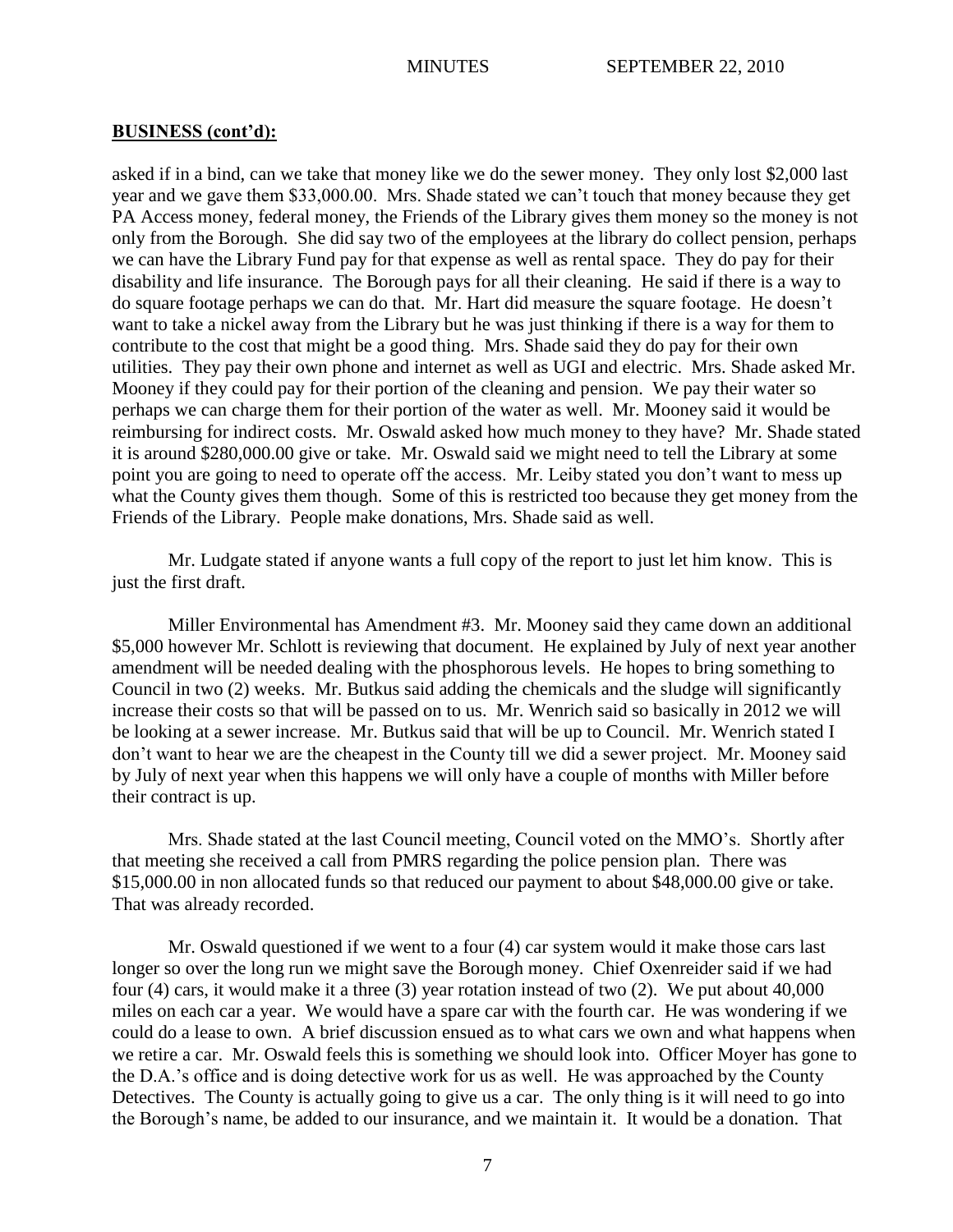**BUSINESS (cont'd):**

asked if in a bind, can we take that money like we do the sewer money. They only lost $2,000 last year and we gave them $33,000.00. Mrs. Shade stated we can't touch that money because they get PA Access money, federal money, the Friends of the Library gives them money so the money is not only from the Borough. She did say two of the employees at the library do collect pension, perhaps we can have the Library Fund pay for that expense as well as rental space. They do pay for their disability and life insurance. The Borough pays for all their cleaning. He said if there is a way to do square footage perhaps we can do that. Mr. Hart did measure the square footage. He doesn't want to take a nickel away from the Library but he was just thinking if there is a way for them to contribute to the cost that might be a good thing. Mrs. Shade said they do pay for their own utilities. They pay their own phone and internet as well as UGI and electric. Mrs. Shade asked Mr. Mooney if they could pay for their portion of the cleaning and pension. We pay their water so perhaps we can charge them for their portion of the water as well. Mr. Mooney said it would be reimbursing for indirect costs. Mr. Oswald asked how much money to they have? Mr. Shade stated it is around $280,000.00 give or take. Mr. Oswald said we might need to tell the Library at some point you are going to need to operate off the access. Mr. Leiby stated you don't want to mess up what the County gives them though. Some of this is restricted too because they get money from the Friends of the Library. People make donations, Mrs. Shade said as well.

Mr. Ludgate stated if anyone wants a full copy of the report to just let him know. This is just the first draft.

Miller Environmental has Amendment #3. Mr. Mooney said they came down an additional $5,000 however Mr. Schlott is reviewing that document. He explained by July of next year another amendment will be needed dealing with the phosphorous levels. He hopes to bring something to Council in two (2) weeks. Mr. Butkus said adding the chemicals and the sludge will significantly increase their costs so that will be passed on to us. Mr. Wenrich said so basically in 2012 we will be looking at a sewer increase. Mr. Butkus said that will be up to Council. Mr. Wenrich stated I don't want to hear we are the cheapest in the County till we did a sewer project. Mr. Mooney said by July of next year when this happens we will only have a couple of months with Miller before their contract is up.

Mrs. Shade stated at the last Council meeting, Council voted on the MMO's. Shortly after that meeting she received a call from PMRS regarding the police pension plan. There was $15,000.00 in non allocated funds so that reduced our payment to about $48,000.00 give or take. That was already recorded.

Mr. Oswald questioned if we went to a four (4) car system would it make those cars last longer so over the long run we might save the Borough money. Chief Oxenreider said if we had four (4) cars, it would make it a three (3) year rotation instead of two (2). We put about 40,000 miles on each car a year. We would have a spare car with the fourth car. He was wondering if we could do a lease to own. A brief discussion ensued as to what cars we own and what happens when we retire a car. Mr. Oswald feels this is something we should look into. Officer Moyer has gone to the D.A.'s office and is doing detective work for us as well. He was approached by the County Detectives. The County is actually going to give us a car. The only thing is it will need to go into the Borough's name, be added to our insurance, and we maintain it. It would be a donation. That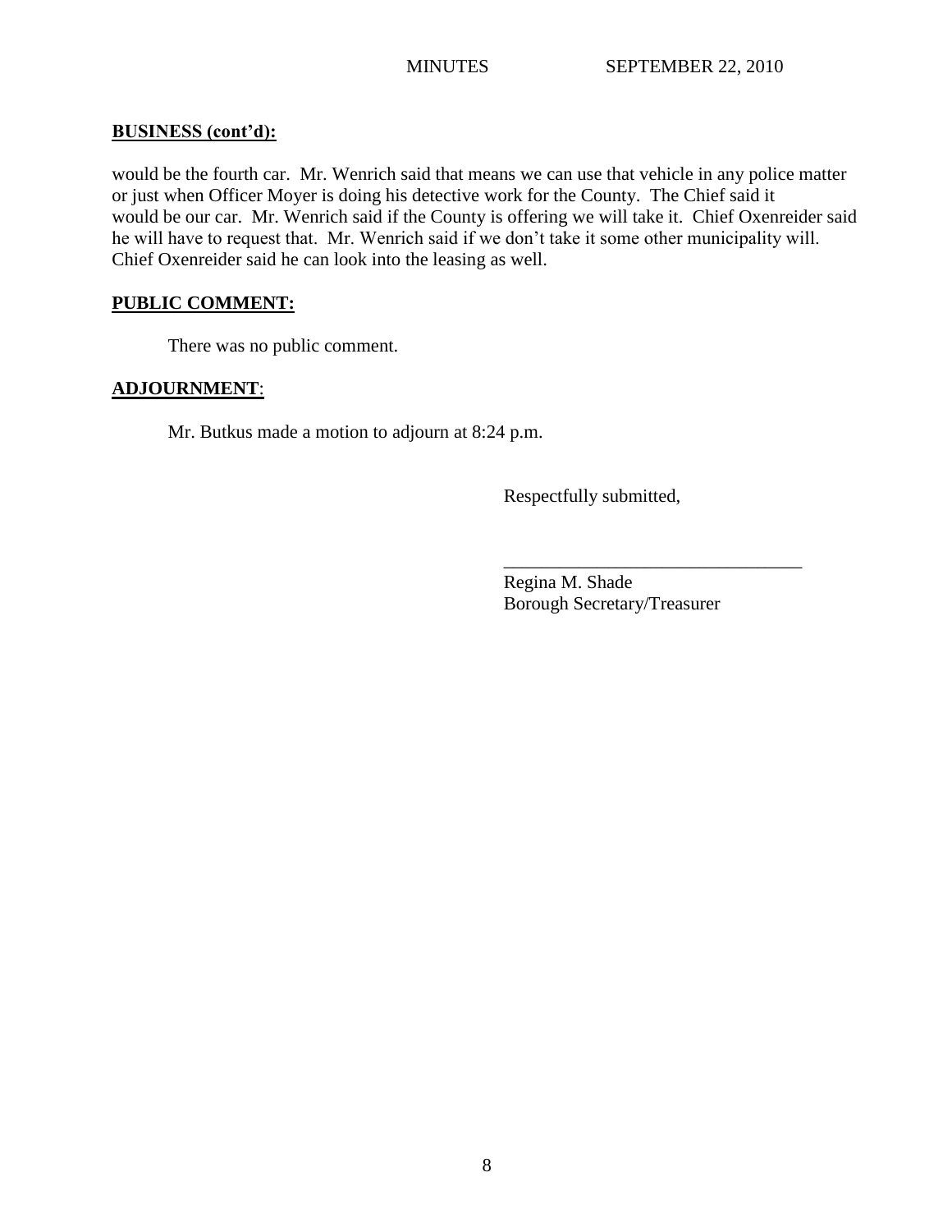**BUSINESS (cont'd):**

would be the fourth car. Mr. Wenrich said that means we can use that vehicle in any police matter or just when Officer Moyer is doing his detective work for the County. The Chief said it would be our car. Mr. Wenrich said if the County is offering we will take it. Chief Oxenreider said he will have to request that. Mr. Wenrich said if we don't take it some other municipality will. Chief Oxenreider said he can look into the leasing as well.

**PUBLIC COMMENT:**

There was no public comment.

**ADJOURNMENT**:

Mr. Butkus made a motion to adjourn at 8:24 p.m.

Respectfully submitted,

\_\_\_\_\_\_\_\_\_\_\_\_\_\_\_\_\_\_\_\_\_\_\_\_\_\_\_\_\_\_\_\_\_

Regina M. Shade
Borough Secretary/Treasurer